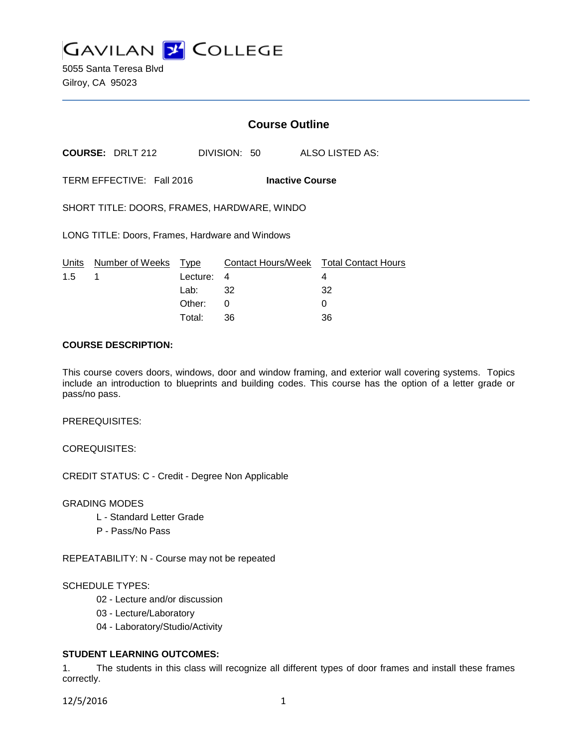# Gavilan College

5055 Santa Teresa Blvd
Gilroy, CA 95023

## Course Outline

**COURSE:** DRLT 212 DIVISION: 50 ALSO LISTED AS:

TERM EFFECTIVE: Fall 2016 **Inactive Course**

SHORT TITLE: DOORS, FRAMES, HARDWARE, WINDO

LONG TITLE: Doors, Frames, Hardware and Windows

| Units | Number of Weeks | Type | Contact Hours/Week | Total Contact Hours |
|---|---|---|---|---|
| 1.5 | 1 | Lecture: | 4 | 4 |
| | | Lab: | 32 | 32 |
| | | Other: | 0 | 0 |
| | | Total: | 36 | 36 |

**COURSE DESCRIPTION:**

This course covers doors, windows, door and window framing, and exterior wall covering systems. Topics include an introduction to blueprints and building codes. This course has the option of a letter grade or pass/no pass.

PREREQUISITES:

COREQUISITES:

CREDIT STATUS: C - Credit - Degree Non Applicable

GRADING MODES

- L - Standard Letter Grade
- P - Pass/No Pass

REPEATABILITY: N - Course may not be repeated

SCHEDULE TYPES:

- 02 - Lecture and/or discussion
- 03 - Lecture/Laboratory
- 04 - Laboratory/Studio/Activity

**STUDENT LEARNING OUTCOMES:**

1. The students in this class will recognize all different types of door frames and install these frames correctly.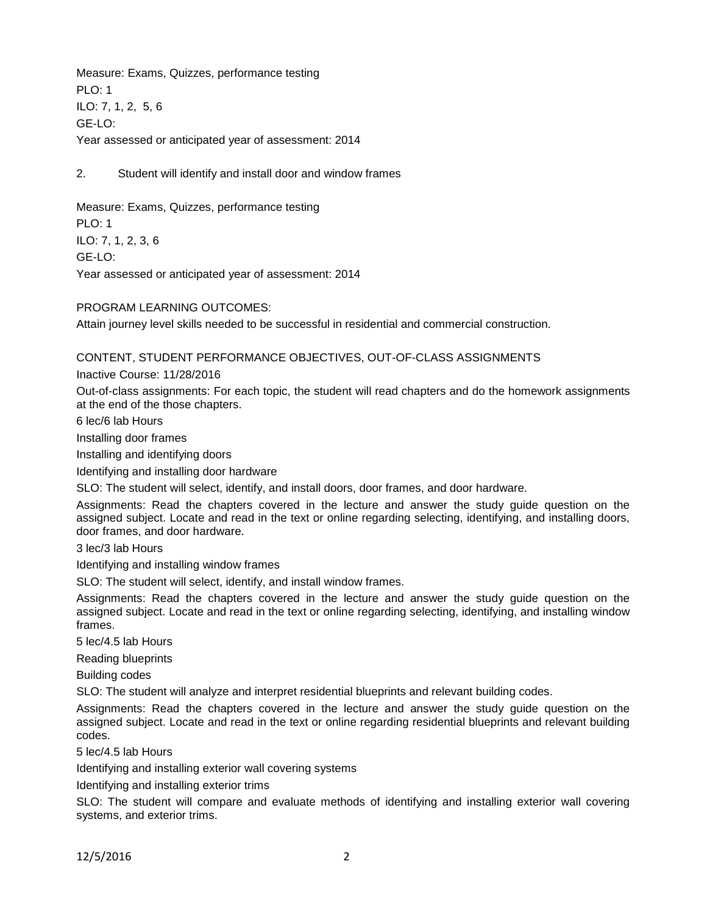Measure: Exams, Quizzes, performance testing
PLO: 1
ILO: 7, 1, 2, 5, 6
GE-LO:
Year assessed or anticipated year of assessment: 2014

2. Student will identify and install door and window frames

Measure: Exams, Quizzes, performance testing
PLO: 1
ILO: 7, 1, 2, 3, 6
GE-LO:
Year assessed or anticipated year of assessment: 2014

PROGRAM LEARNING OUTCOMES:

Attain journey level skills needed to be successful in residential and commercial construction.

CONTENT, STUDENT PERFORMANCE OBJECTIVES, OUT-OF-CLASS ASSIGNMENTS

Inactive Course: 11/28/2016

Out-of-class assignments: For each topic, the student will read chapters and do the homework assignments at the end of the those chapters.

6 lec/6 lab Hours

Installing door frames

Installing and identifying doors

Identifying and installing door hardware

SLO: The student will select, identify, and install doors, door frames, and door hardware.

Assignments: Read the chapters covered in the lecture and answer the study guide question on the assigned subject. Locate and read in the text or online regarding selecting, identifying, and installing doors, door frames, and door hardware.

3 lec/3 lab Hours

Identifying and installing window frames

SLO: The student will select, identify, and install window frames.

Assignments: Read the chapters covered in the lecture and answer the study guide question on the assigned subject. Locate and read in the text or online regarding selecting, identifying, and installing window frames.

5 lec/4.5 lab Hours

Reading blueprints

Building codes

SLO: The student will analyze and interpret residential blueprints and relevant building codes.

Assignments: Read the chapters covered in the lecture and answer the study guide question on the assigned subject. Locate and read in the text or online regarding residential blueprints and relevant building codes.

5 lec/4.5 lab Hours

Identifying and installing exterior wall covering systems

Identifying and installing exterior trims

SLO: The student will compare and evaluate methods of identifying and installing exterior wall covering systems, and exterior trims.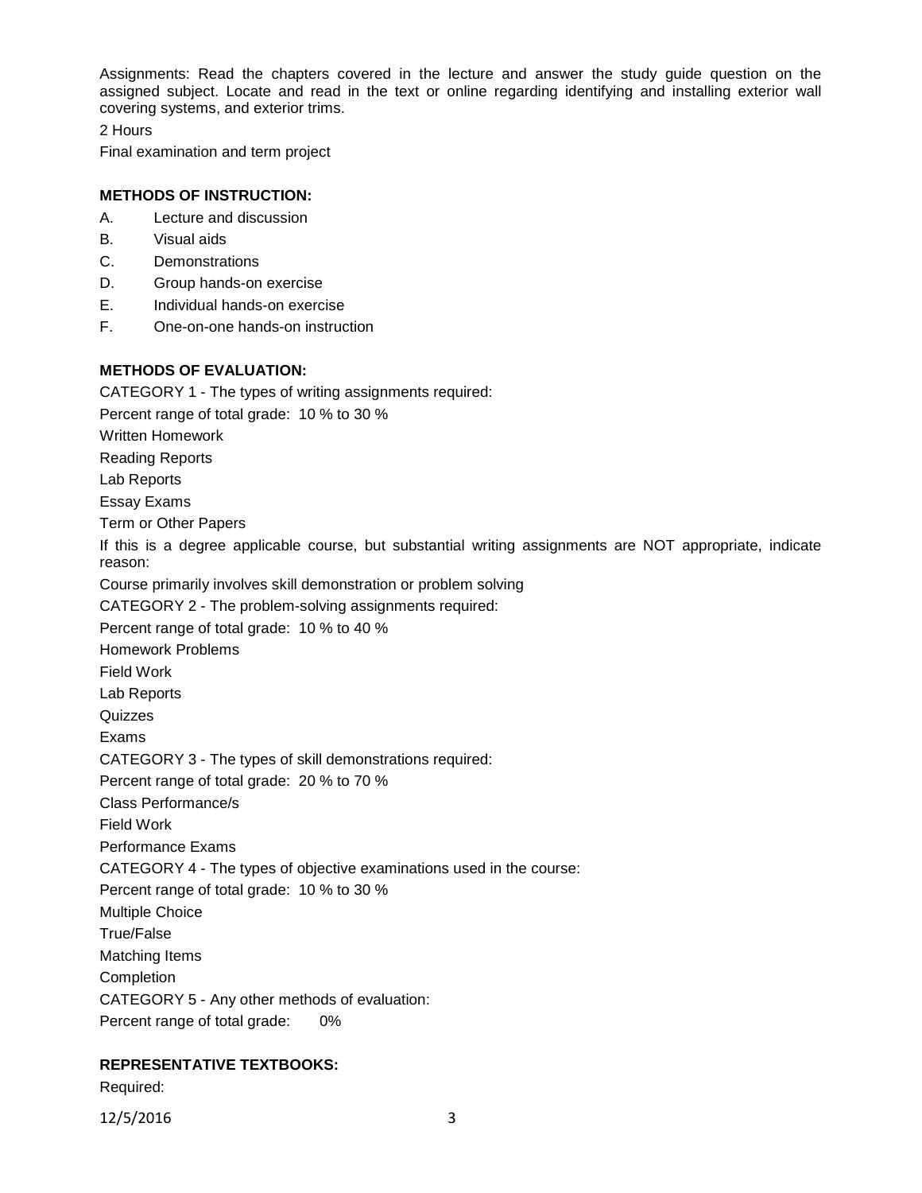Assignments: Read the chapters covered in the lecture and answer the study guide question on the assigned subject. Locate and read in the text or online regarding identifying and installing exterior wall covering systems, and exterior trims.

2 Hours

Final examination and term project

**METHODS OF INSTRUCTION:**

A. Lecture and discussion
B. Visual aids
C. Demonstrations
D. Group hands-on exercise
E. Individual hands-on exercise
F. One-on-one hands-on instruction

**METHODS OF EVALUATION:**

CATEGORY 1 - The types of writing assignments required:

Percent range of total grade: 10 % to 30 %

Written Homework

Reading Reports

Lab Reports

Essay Exams

Term or Other Papers

If this is a degree applicable course, but substantial writing assignments are NOT appropriate, indicate reason:

Course primarily involves skill demonstration or problem solving

CATEGORY 2 - The problem-solving assignments required:

Percent range of total grade: 10 % to 40 %

Homework Problems

Field Work

Lab Reports

Quizzes

Exams

CATEGORY 3 - The types of skill demonstrations required:

Percent range of total grade: 20 % to 70 %

Class Performance/s

Field Work

Performance Exams

CATEGORY 4 - The types of objective examinations used in the course:

Percent range of total grade: 10 % to 30 %

Multiple Choice

True/False

Matching Items

Completion

CATEGORY 5 - Any other methods of evaluation:

Percent range of total grade: 0%

**REPRESENTATIVE TEXTBOOKS:**

Required: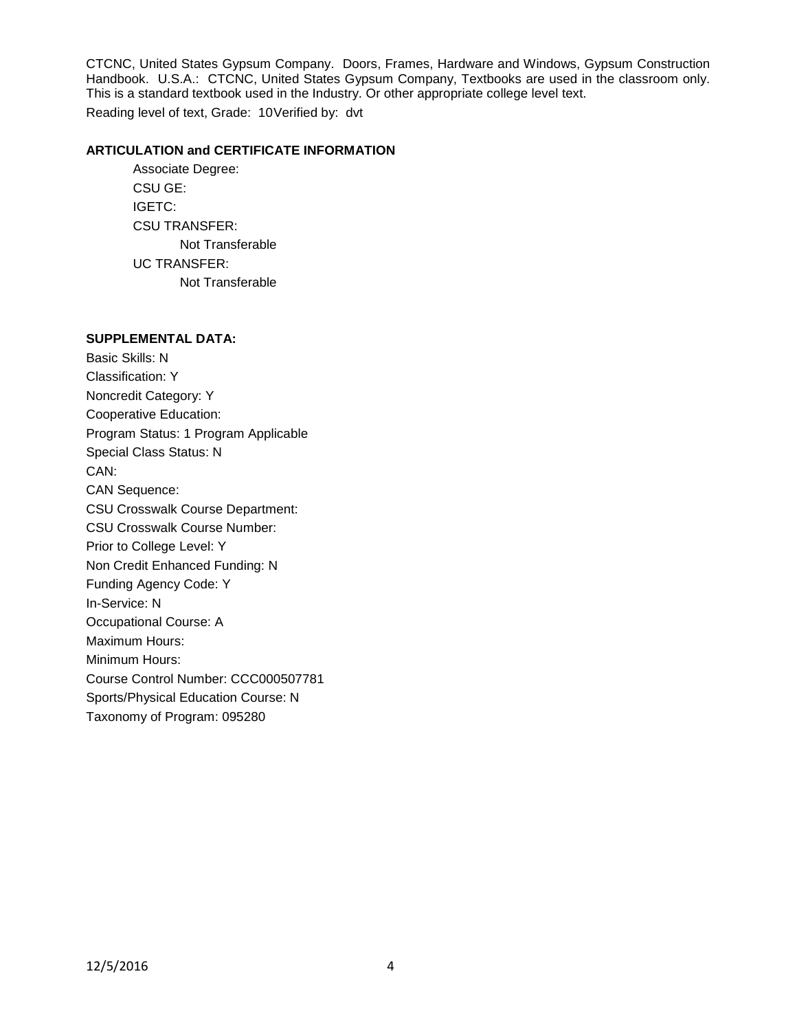CTCNC, United States Gypsum Company. Doors, Frames, Hardware and Windows, Gypsum Construction Handbook. U.S.A.: CTCNC, United States Gypsum Company, Textbooks are used in the classroom only. This is a standard textbook used in the Industry. Or other appropriate college level text.

Reading level of text, Grade: 10Verified by: dvt

**ARTICULATION and CERTIFICATE INFORMATION**

Associate Degree:

CSU GE:

IGETC:

CSU TRANSFER:

Not Transferable

UC TRANSFER:

Not Transferable

**SUPPLEMENTAL DATA:**

Basic Skills: N

Classification: Y

Noncredit Category: Y

Cooperative Education:

Program Status: 1 Program Applicable

Special Class Status: N

CAN:

CAN Sequence:

CSU Crosswalk Course Department:

CSU Crosswalk Course Number:

Prior to College Level: Y

Non Credit Enhanced Funding: N

Funding Agency Code: Y

In-Service: N

Occupational Course: A

Maximum Hours:

Minimum Hours:

Course Control Number: CCC000507781

Sports/Physical Education Course: N

Taxonomy of Program: 095280